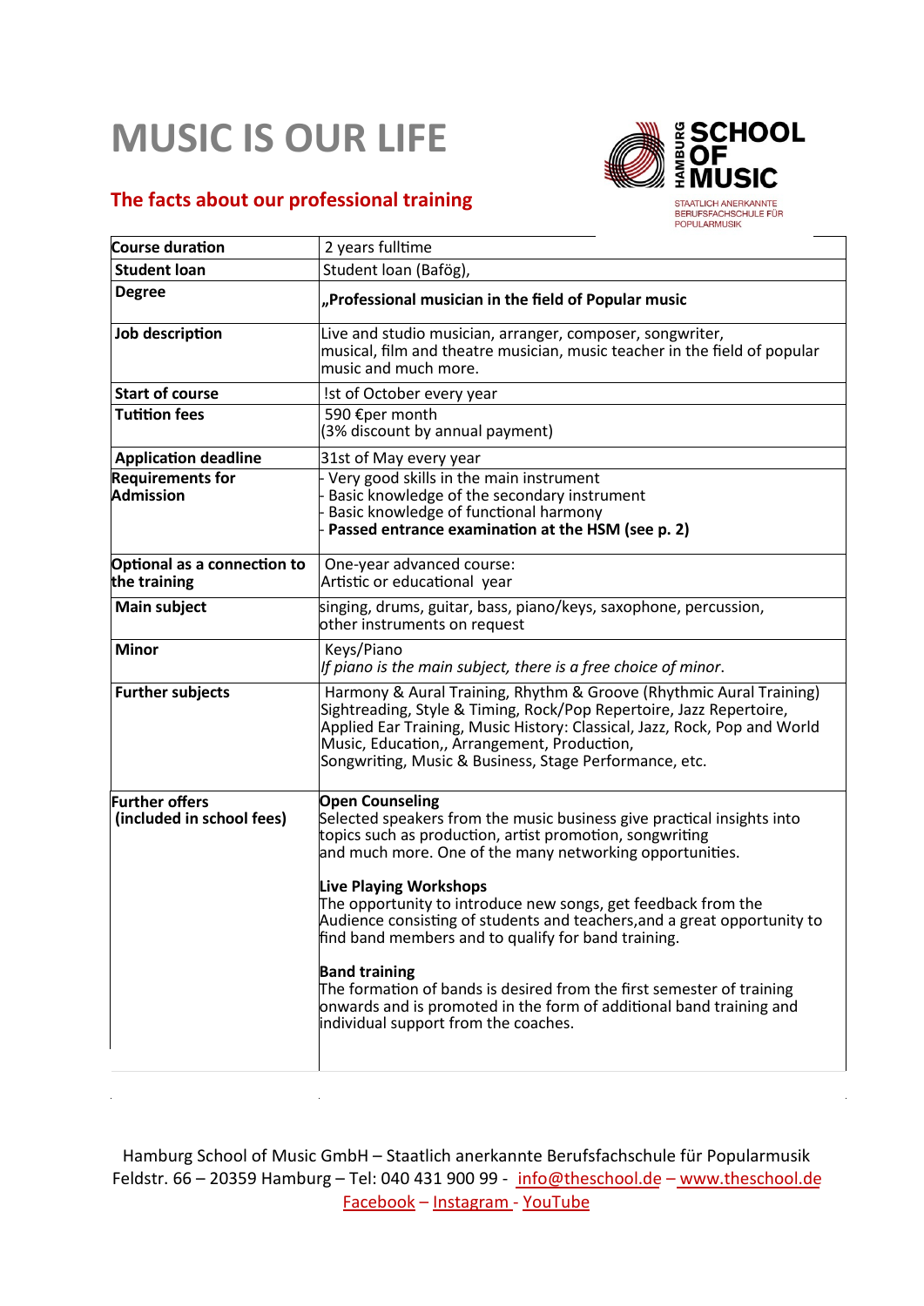# MUSIC IS OUR LIFE

## The facts about our professional training

HAMBURG SCHOOL OF MUSIC
STAATLICH ANERKANNTE BERUFSFACHSCHULE FÜR POPULARMUSIK

| | |
|---|---|
| **Course duration** | 2 years fulltime |
| **Student loan** | Student loan (Bafög), |
| **Degree** | **„Professional musician in the field of Popular music** |
| **Job description** | Live and studio musician, arranger, composer, songwriter, musical, film and theatre musician, music teacher in the field of popular music and much more. |
| **Start of course** | !st of October every year |
| **Tutition fees** | 590 €per month<br>(3% discount by annual payment) |
| **Application deadline** | 31st of May every year |
| **Requirements for Admission** | - Very good skills in the main instrument<br>- Basic knowledge of the secondary instrument<br>- Basic knowledge of functional harmony<br>- **Passed entrance examination at the HSM (see p. 2)** |
| **Optional as a connection to the training** | One-year advanced course:<br>Artistic or educational year |
| **Main subject** | singing, drums, guitar, bass, piano/keys, saxophone, percussion, other instruments on request |
| **Minor** | Keys/Piano<br>*If piano is the main subject, there is a free choice of minor.* |
| **Further subjects** | Harmony & Aural Training, Rhythm & Groove (Rhythmic Aural Training) Sightreading, Style & Timing, Rock/Pop Repertoire, Jazz Repertoire, Applied Ear Training, Music History: Classical, Jazz, Rock, Pop and World Music, Education,, Arrangement, Production,<br>Songwriting, Music & Business, Stage Performance, etc. |
| **Further offers (included in school fees)** | **Open Counseling**<br>Selected speakers from the music business give practical insights into topics such as production, artist promotion, songwriting and much more. One of the many networking opportunities.<br><br>**Live Playing Workshops**<br>The opportunity to introduce new songs, get feedback from the Audience consisting of students and teachers,and a great opportunity to find band members and to qualify for band training.<br><br>**Band training**<br>The formation of bands is desired from the first semester of training onwards and is promoted in the form of additional band training and individual support from the coaches. |

Hamburg School of Music GmbH – Staatlich anerkannte Berufsfachschule für Popularmusik
Feldstr. 66 – 20359 Hamburg – Tel: 040 431 900 99 - info@theschool.de – www.theschool.de
Facebook – Instagram - YouTube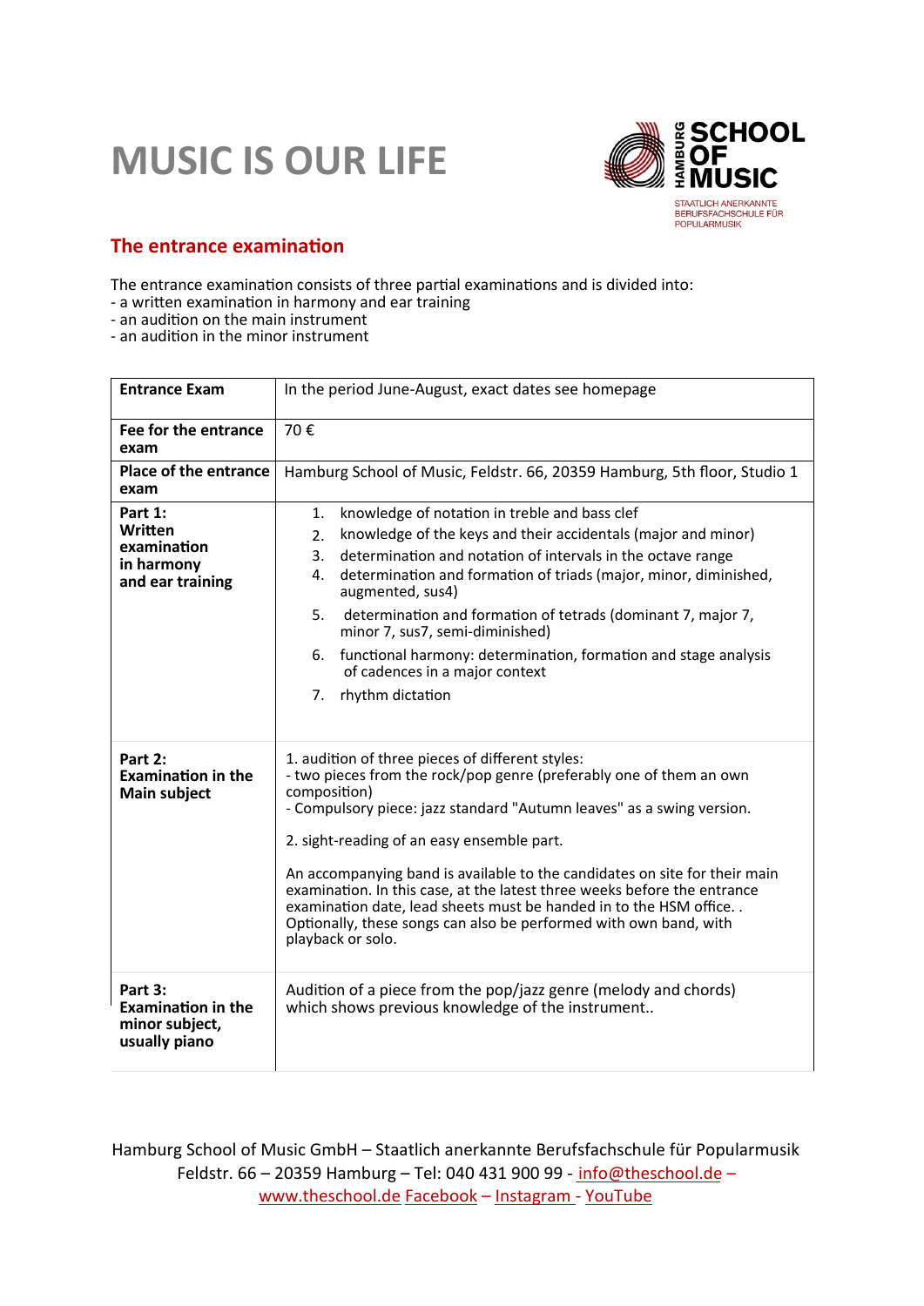# MUSIC IS OUR LIFE

HAMBURG SCHOOL OF MUSIC
STAATLICH ANERKANNTE BERUFSFACHSCHULE FÜR POPULARMUSIK

## The entrance examination

The entrance examination consists of three partial examinations and is divided into:
- a written examination in harmony and ear training
- an audition on the main instrument
- an audition in the minor instrument

| | |
|---|---|
| **Entrance Exam** | In the period June-August, exact dates see homepage |
| **Fee for the entrance exam** | 70 € |
| **Place of the entrance exam** | Hamburg School of Music, Feldstr. 66, 20359 Hamburg, 5th floor, Studio 1 |
| **Part 1: Written examination in harmony and ear training** | 1. knowledge of notation in treble and bass clef<br>2. knowledge of the keys and their accidentals (major and minor)<br>3. determination and notation of intervals in the octave range<br>4. determination and formation of triads (major, minor, diminished, augmented, sus4)<br>5. determination and formation of tetrads (dominant 7, major 7, minor 7, sus7, semi-diminished)<br>6. functional harmony: determination, formation and stage analysis of cadences in a major context<br>7. rhythm dictation |
| **Part 2: Examination in the Main subject** | 1. audition of three pieces of different styles:<br>- two pieces from the rock/pop genre (preferably one of them an own composition)<br>- Compulsory piece: jazz standard "Autumn leaves" as a swing version.<br><br>2. sight-reading of an easy ensemble part.<br><br>An accompanying band is available to the candidates on site for their main examination. In this case, at the latest three weeks before the entrance examination date, lead sheets must be handed in to the HSM office. . Optionally, these songs can also be performed with own band, with playback or solo. |
| **Part 3: Examination in the minor subject, usually piano** | Audition of a piece from the pop/jazz genre (melody and chords) which shows previous knowledge of the instrument.. |

Hamburg School of Music GmbH – Staatlich anerkannte Berufsfachschule für Popularmusik
Feldstr. 66 – 20359 Hamburg – Tel: 040 431 900 99 - info@theschool.de –
www.theschool.de Facebook – Instagram - YouTube